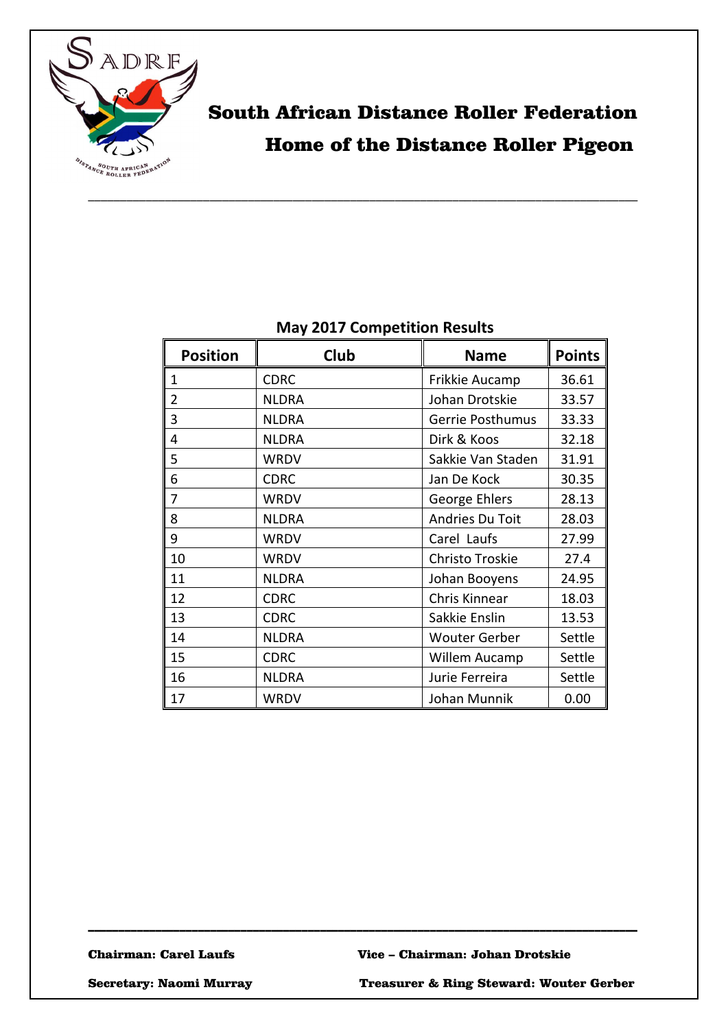# South African Distance Roller Federation

## Home of the Distance Roller Pigeon

---

### May 2017 Competition Results

| Position | Club | Name | Points |
|---|---|---|---|
| 1 | CDRC | Frikkie Aucamp | 36.61 |
| 2 | NLDRA | Johan Drotskie | 33.57 |
| 3 | NLDRA | Gerrie Posthumus | 33.33 |
| 4 | NLDRA | Dirk & Koos | 32.18 |
| 5 | WRDV | Sakkie Van Staden | 31.91 |
| 6 | CDRC | Jan De Kock | 30.35 |
| 7 | WRDV | George Ehlers | 28.13 |
| 8 | NLDRA | Andries Du Toit | 28.03 |
| 9 | WRDV | Carel Laufs | 27.99 |
| 10 | WRDV | Christo Troskie | 27.4 |
| 11 | NLDRA | Johan Booyens | 24.95 |
| 12 | CDRC | Chris Kinnear | 18.03 |
| 13 | CDRC | Sakkie Enslin | 13.53 |
| 14 | NLDRA | Wouter Gerber | Settle |
| 15 | CDRC | Willem Aucamp | Settle |
| 16 | NLDRA | Jurie Ferreira | Settle |
| 17 | WRDV | Johan Munnik | 0.00 |

---

**Chairman: Carel Laufs** **Vice – Chairman: Johan Drotskie**

**Secretary: Naomi Murray** **Treasurer & Ring Steward: Wouter Gerber**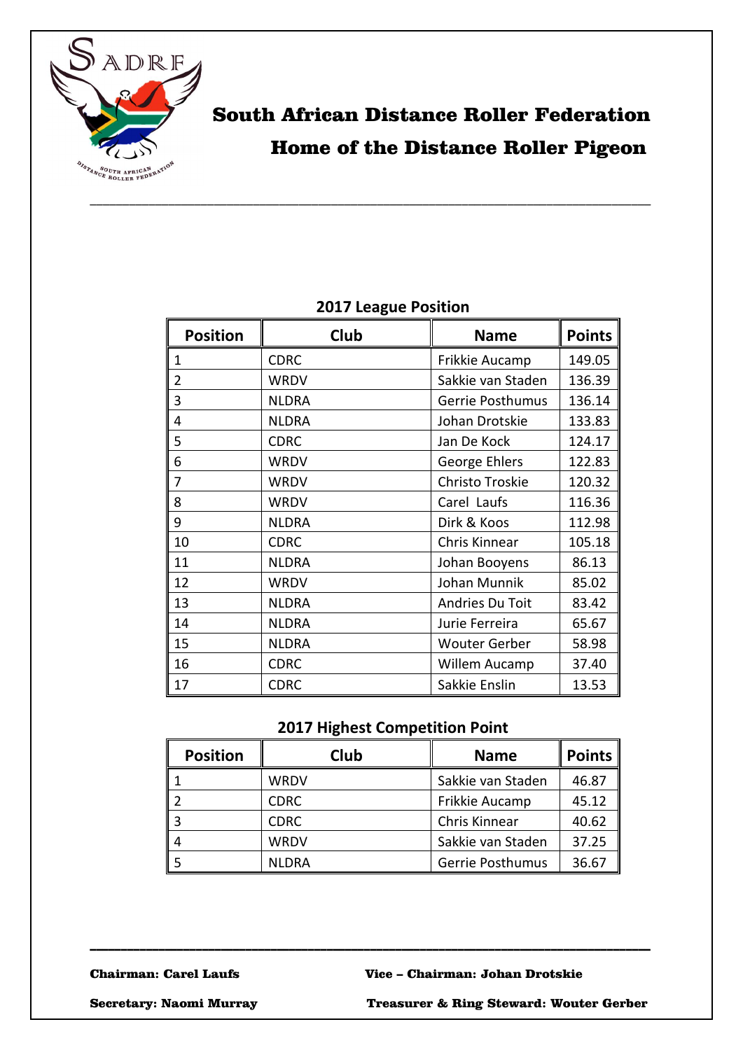# South African Distance Roller Federation

## Home of the Distance Roller Pigeon

---

### 2017 League Position

| Position | Club | Name | Points |
|---|---|---|---|
| 1 | CDRC | Frikkie Aucamp | 149.05 |
| 2 | WRDV | Sakkie van Staden | 136.39 |
| 3 | NLDRA | Gerrie Posthumus | 136.14 |
| 4 | NLDRA | Johan Drotskie | 133.83 |
| 5 | CDRC | Jan De Kock | 124.17 |
| 6 | WRDV | George Ehlers | 122.83 |
| 7 | WRDV | Christo Troskie | 120.32 |
| 8 | WRDV | Carel Laufs | 116.36 |
| 9 | NLDRA | Dirk & Koos | 112.98 |
| 10 | CDRC | Chris Kinnear | 105.18 |
| 11 | NLDRA | Johan Booyens | 86.13 |
| 12 | WRDV | Johan Munnik | 85.02 |
| 13 | NLDRA | Andries Du Toit | 83.42 |
| 14 | NLDRA | Jurie Ferreira | 65.67 |
| 15 | NLDRA | Wouter Gerber | 58.98 |
| 16 | CDRC | Willem Aucamp | 37.40 |
| 17 | CDRC | Sakkie Enslin | 13.53 |

### 2017 Highest Competition Point

| Position | Club | Name | Points |
|---|---|---|---|
| 1 | WRDV | Sakkie van Staden | 46.87 |
| 2 | CDRC | Frikkie Aucamp | 45.12 |
| 3 | CDRC | Chris Kinnear | 40.62 |
| 4 | WRDV | Sakkie van Staden | 37.25 |
| 5 | NLDRA | Gerrie Posthumus | 36.67 |

---

**Chairman: Carel Laufs** **Vice – Chairman: Johan Drotskie**

**Secretary: Naomi Murray** **Treasurer & Ring Steward: Wouter Gerber**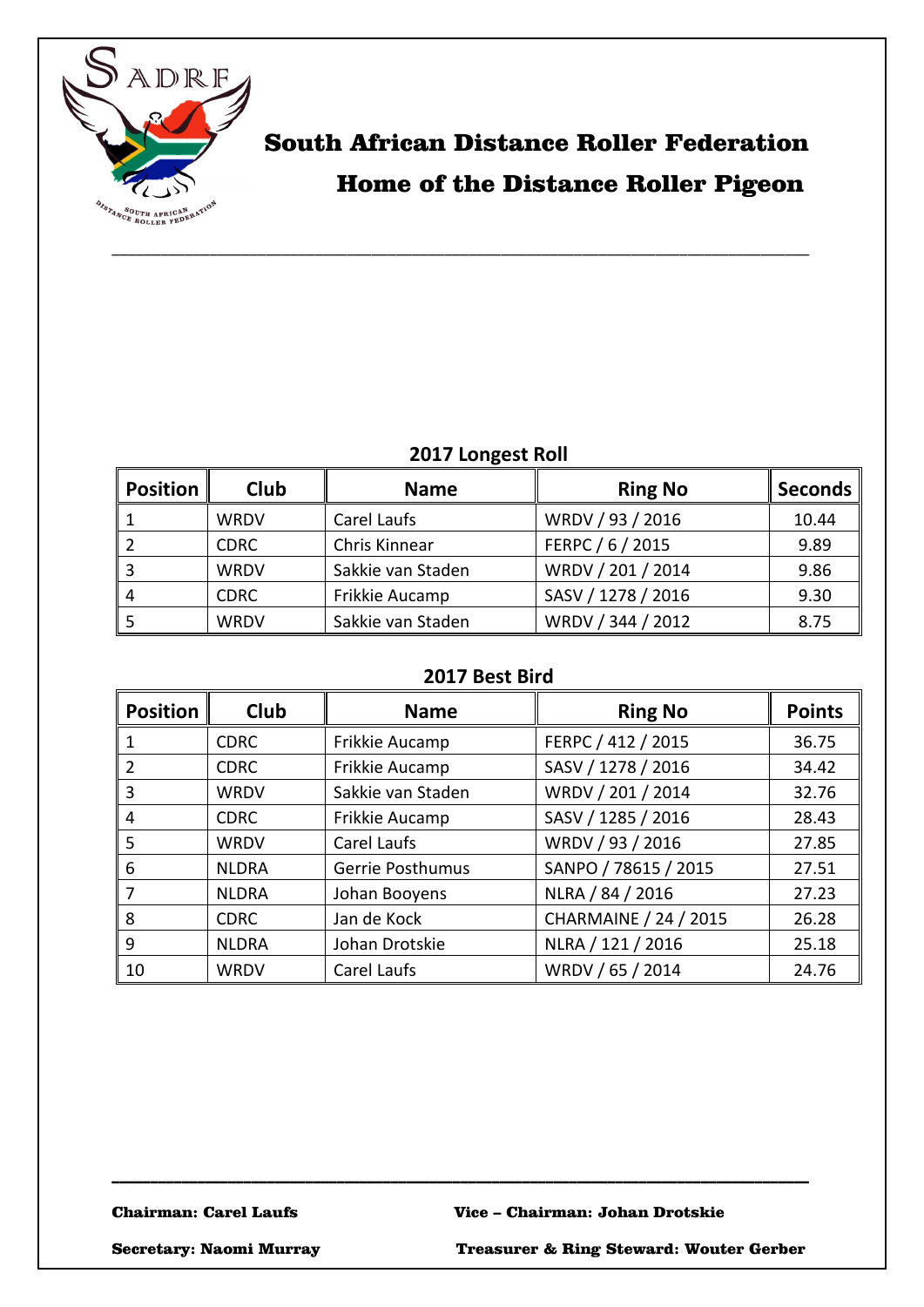# South African Distance Roller Federation

## Home of the Distance Roller Pigeon

### 2017 Longest Roll

| Position | Club | Name | Ring No | Seconds |
|---|---|---|---|---|
| 1 | WRDV | Carel Laufs | WRDV / 93 / 2016 | 10.44 |
| 2 | CDRC | Chris Kinnear | FERPC / 6 / 2015 | 9.89 |
| 3 | WRDV | Sakkie van Staden | WRDV / 201 / 2014 | 9.86 |
| 4 | CDRC | Frikkie Aucamp | SASV / 1278 / 2016 | 9.30 |
| 5 | WRDV | Sakkie van Staden | WRDV / 344 / 2012 | 8.75 |

### 2017 Best Bird

| Position | Club | Name | Ring No | Points |
|---|---|---|---|---|
| 1 | CDRC | Frikkie Aucamp | FERPC / 412 / 2015 | 36.75 |
| 2 | CDRC | Frikkie Aucamp | SASV / 1278 / 2016 | 34.42 |
| 3 | WRDV | Sakkie van Staden | WRDV / 201 / 2014 | 32.76 |
| 4 | CDRC | Frikkie Aucamp | SASV / 1285 / 2016 | 28.43 |
| 5 | WRDV | Carel Laufs | WRDV / 93 / 2016 | 27.85 |
| 6 | NLDRA | Gerrie Posthumus | SANPO / 78615 / 2015 | 27.51 |
| 7 | NLDRA | Johan Booyens | NLRA / 84 / 2016 | 27.23 |
| 8 | CDRC | Jan de Kock | CHARMAINE / 24 / 2015 | 26.28 |
| 9 | NLDRA | Johan Drotskie | NLRA / 121 / 2016 | 25.18 |
| 10 | WRDV | Carel Laufs | WRDV / 65 / 2014 | 24.76 |

**Chairman: Carel Laufs**

**Vice – Chairman: Johan Drotskie**

**Secretary: Naomi Murray**

**Treasurer & Ring Steward: Wouter Gerber**